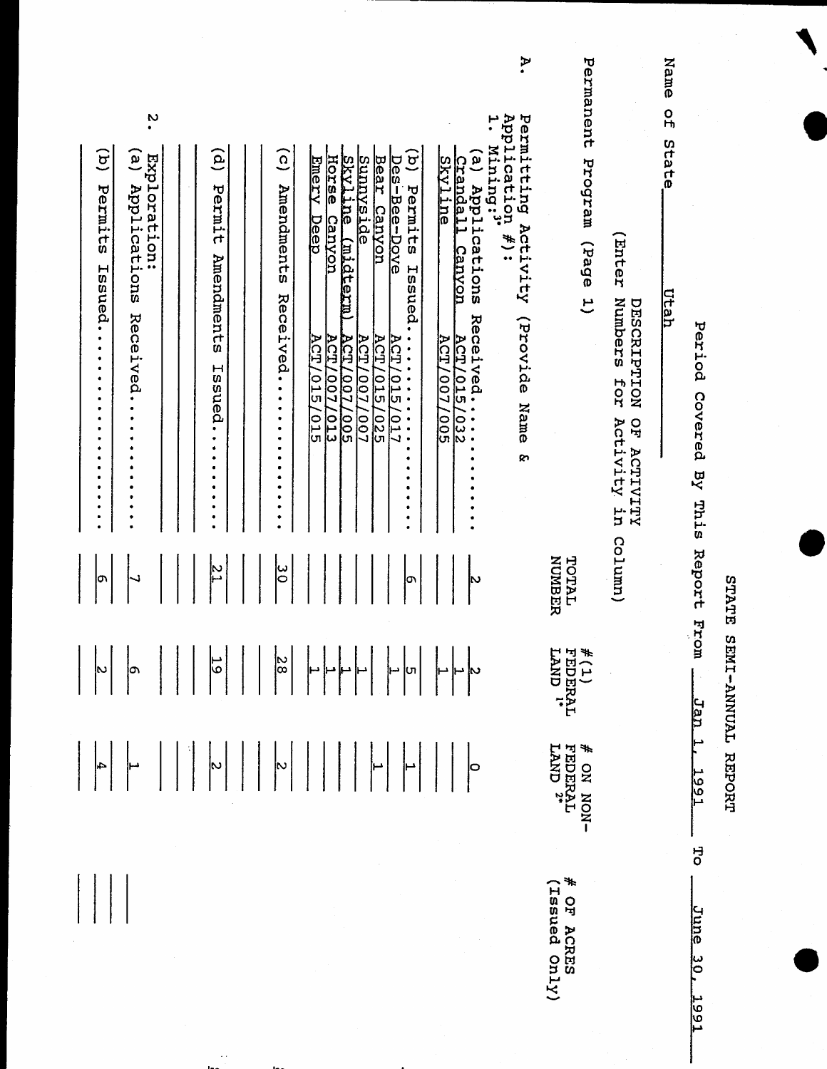# STATE SEMI-ANNUAL REPORT

Period Covered By This Report From Jan 1, 1991 To June 30, 1991

Name of State Utah

Permanent Program (Page 1)

| DESCRIPTION OF ACTIVITY (Enter Numbers for Activity in Column) | TOTAL NUMBER | # (1) FEDERAL LAND 1* | # ON NON-FEDERAL LAND 2* | # OF ACRES (Issued Only) |
|---|---|---|---|---|
| A. Permitting Activity (Provide Name & Application #): | | | | |
| 1. Mining:3* | | | | |
| (a) Applications Received.................. | 2 | 2 | 0 | |
| Crandall Canyon ACT/015/032 | | 1 | | |
| Skyline ACT/007/005 | | 1 | | |
| (b) Permits Issued........................ | 6 | 5 | 1 | |
| Des-Bee-Dove ACT/015/017 | | 1 | | |
| Bear Canyon ACT/015/025 | | | 1 | |
| Sunnyside ACT/007/007 | | 1 | | |
| Skyline (midterm) ACT/007/005 | | 1 | | |
| Horse Canyon ACT/007/013 | | 1 | | |
| Emery Deep ACT/015/015 | | 1 | | |
| (c) Amendments Received.................. | 30 | 28 | 2 | |
| | | | | |
| (d) Permit Amendments Issued............. | 21 | 19 | 2 | |
| | | | | |
| | | | | |
| 2. Exploration: | | | | |
| (a) Applications Received................ | 7 | 6 | 1 | |
| (b) Permits Issued....................... | 6 | 2 | 4 | |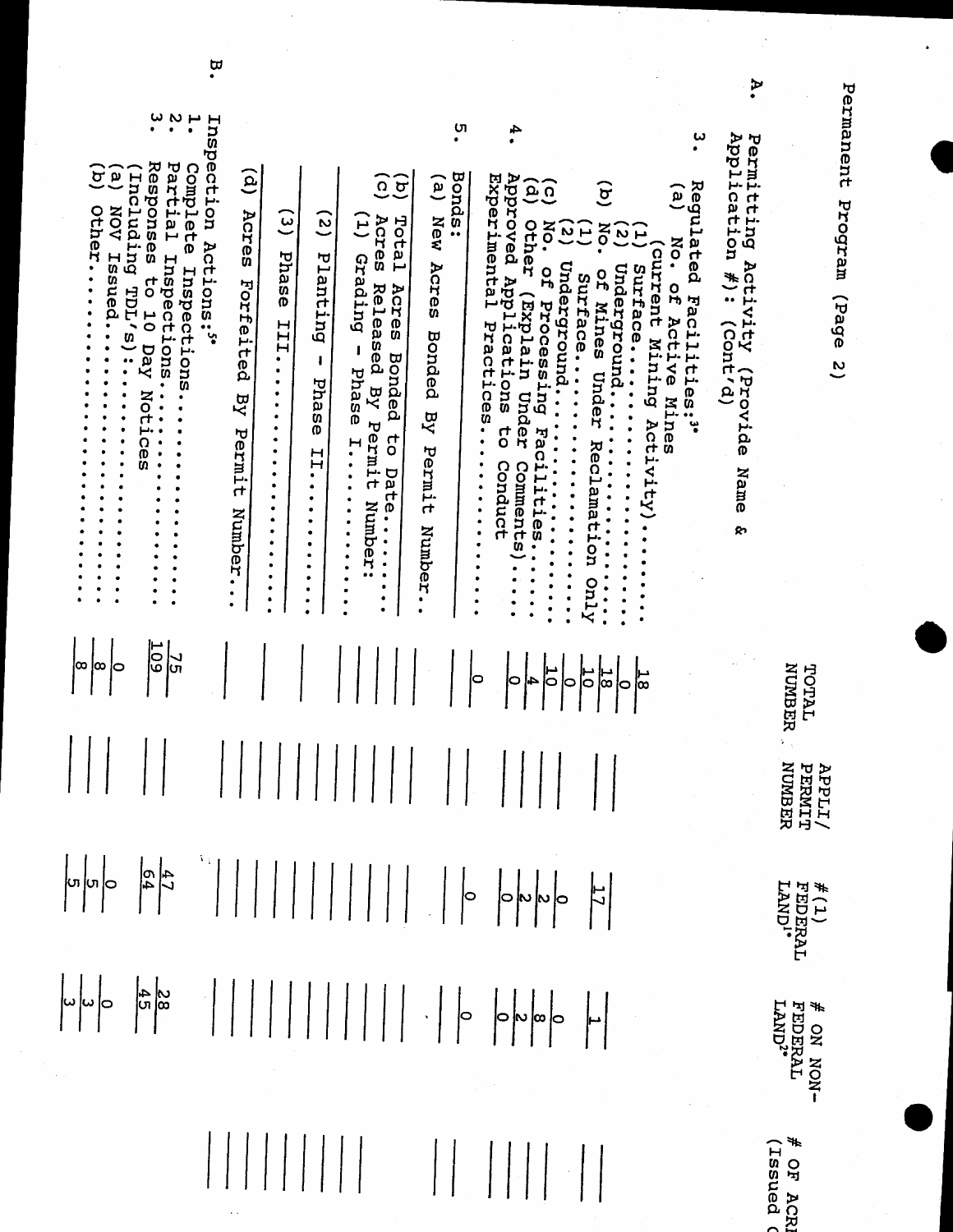Permanent Program (Page 2)

| | TOTAL NUMBER | APPLI/ PERMIT NUMBER | # (1) FEDERAL LAND[1]* | # ON NON-FEDERAL LAND[2]* | # OF ACRI (Issued C |
|---|---|---|---|---|---|
| **A.** Permitting Activity (Provide Name & Application #): (Cont'd) | | | | | |
| 3. Regulated Facilities:[3]* | | | | | |
| (a) No. of Active Mines (current Mining Activity)........... | 18 | | 17 | 1 | |
| (1) Surface........................ | 0 | | | | |
| (2) Underground...................... | 18 | | | | |
| (b) No. of Mines Under Reclamation Only | 10 | | | | |
| (1) Surface........................ | 10 | | | | |
| (2) Underground...................... | 0 | | 0 | 0 | |
| (c) No. of Processing Facilities........ | 10 | | 2 | 8 | |
| (d) Other (Explain Under Comments)...... | 4 | | 2 | 2 | |
| 4. Approved Applications to Conduct Experimental Practices............... | 0 | | 0 | 0 | |
| 5. Bonds: | 0 | | 0 | 0 | |
| (a) New Acres Bonded By Permit Number.. | | | | | |
| (b) Total Acres Bonded to Date.......... | | | | | |
| (c) Acres Released By Permit Number: | | | | | |
| (1) Grading - Phase I.............. | | | | | |
| (2) Planting - Phase II.............. | | | | | |
| (3) Phase III...................... | | | | | |
| (d) Acres Forfeited By Permit Number... | | | | | |
| **B.** Inspection Actions:[5]* | | | | | |
| 1. Complete Inspections..................... | 75 | | 47 | 28 | |
| 2. Partial Inspections....................... | 109 | | 64 | 45 | |
| 3. Responses to 10 Day Notices (Including TDL's):.......... | 0 | | 0 | 0 | |
| (a) NOV Issued.......................... | 8 | | 5 | 3 | |
| (b) Other............................... | 8 | | 5 | 3 | |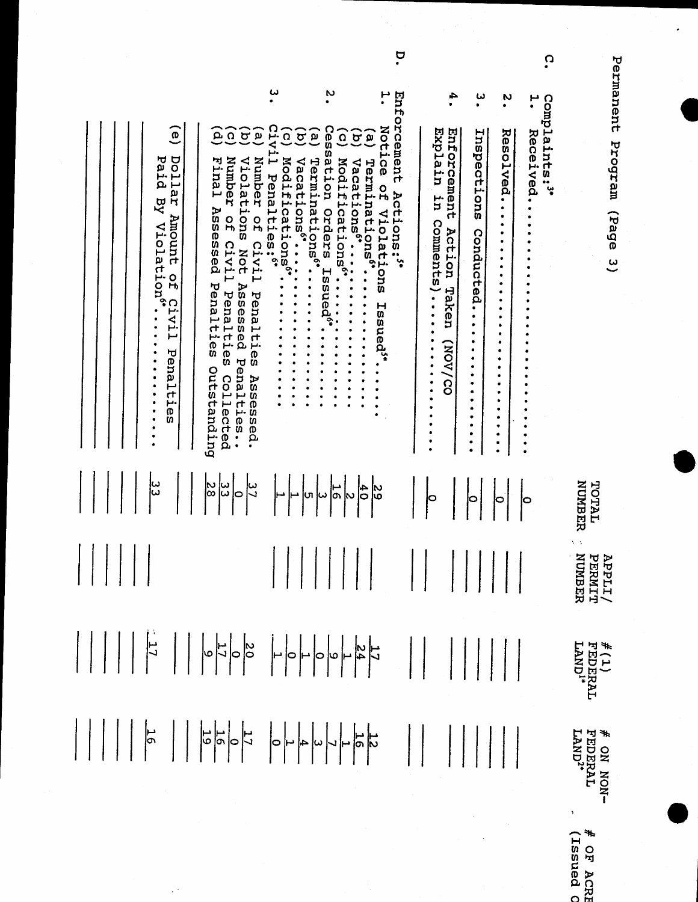Permanent Program (Page 3)

| | TOTAL NUMBER | APPLI/ PERMIT NUMBER | #(1) FEDERAL LAND[1*] | # ON NON-FEDERAL LAND[2*] | # OF ACRE (Issued O |
|---|---|---|---|---|---|
| **C. Complaints:[3*]** | | | | | |
| 1. Received | 0 | | | | |
| 2. Resolved | 0 | | | | |
| 3. Inspections Conducted | 0 | | | | |
| 4. Enforcement Action Taken (NOV/CO Explain in Comments) | 0 | | | | |
| **D. Enforcement Actions:[5*]** | | | | | |
| 1. Notice of Violations Issued[5*] | 29 | | 17 | 12 | |
| (a) Terminations[6*] | 40 | | 24 | 16 | |
| (b) Vacations[6*] | 2 | | 1 | 1 | |
| (c) Modifications[6*] | 16 | | 9 | 7 | |
| 2. Cessation Orders Issued[6*] | 3 | | 0 | 3 | |
| (a) Terminations[6*] | 5 | | 1 | 4 | |
| (b) Vacations[6*] | 1 | | 0 | 1 | |
| (c) Modifications[6*] | 1 | | 1 | 0 | |
| 3. Civil Penalties:[6*] | | | | | |
| (a) Number of Civil Penalties Assessed | 37 | | 20 | 17 | |
| (b) Violations Not Assessed Penalties | 0 | | 0 | 0 | |
| (c) Number of Civil Penalties Collected | 33 | | 17 | 16 | |
| (d) Final Assessed Penalties Outstanding | 28 | | 9 | 19 | |
| (e) Dollar Amount of Civil Penalties Paid By Violation[6*] | 33 | | 17 | 16 | |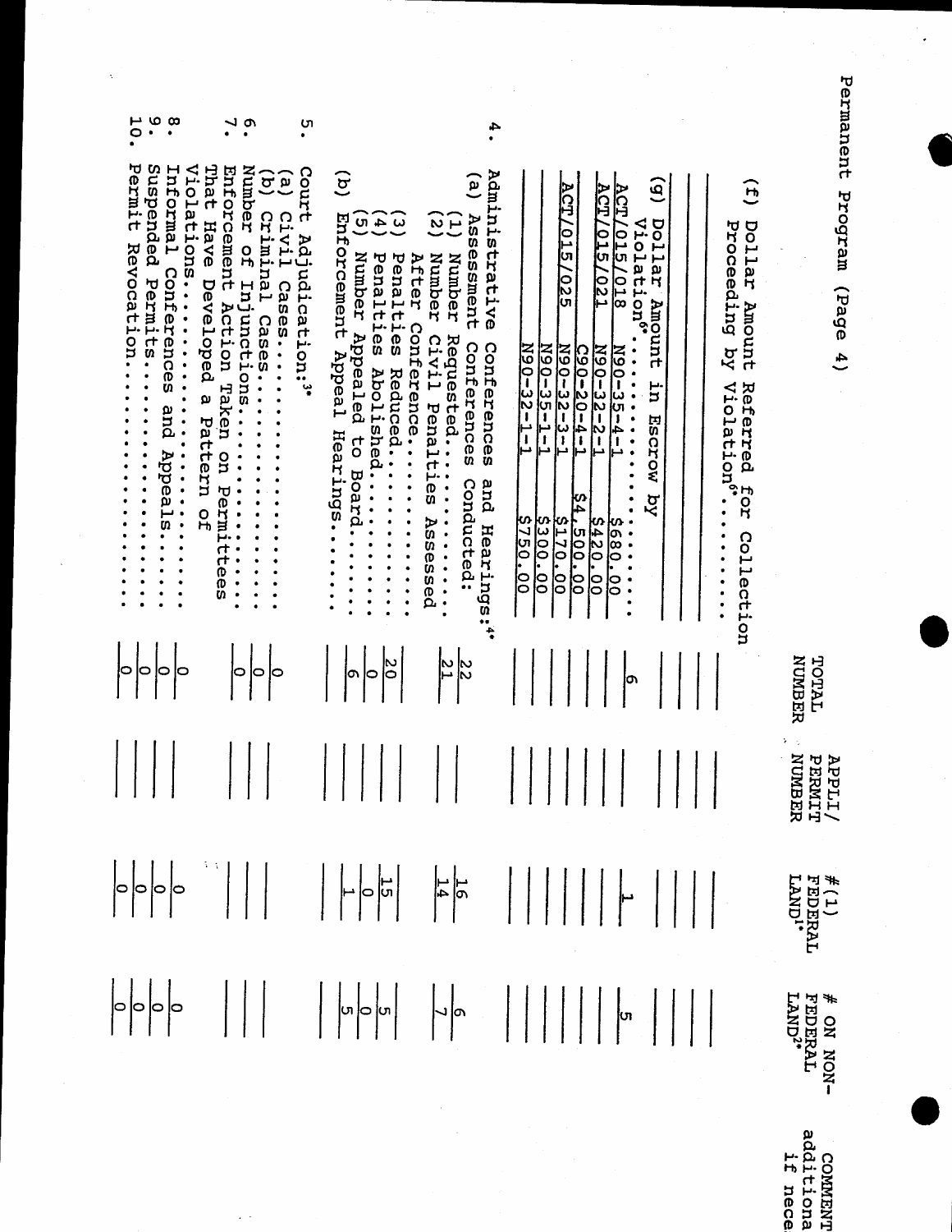Permanent Program (Page 4)

| | TOTAL NUMBER | APPLI/ PERMIT NUMBER | #(1) FEDERAL LAND[1*] | # ON NON-FEDERAL LAND[2*] | COMMENT additional if necessary |
|---|---|---|---|---|---|
| (f) Dollar Amount Referred for Collection Proceeding by Violation[6*]............ | | | | | |
| | | | | | |
| | | | | | |
| (g) Dollar Amount in Escrow by Violation[6*]......................... | 6 | | 1 | 5 | |
| ACT/015/018 N90-35-4-1 $680.00 | | | | | |
| ACT/015/021 N90-32-2-1 $420.00 | | | | | |
| C90-20-4-1 $4,500.00 | | | | | |
| ACT/015/025 N90-32-3-1 $170.00 | | | | | |
| N90-35-1-1 $300.00 | | | | | |
| N90-32-1-1 $750.00 | | | | | |
| 4. Administrative Conferences and Hearings:[4*] | | | | | |
| (a) Assessment Conferences Conducted: | | | | | |
| (1) Number Requested.................. | 22 | | 16 | 6 | |
| (2) Number Civil Penalties Assessed After Conference.................... | 21 | | 14 | 7 | |
| (3) Penalties Reduced.................. | 20 | | 15 | 5 | |
| (4) Penalties Abolished................ | 0 | | 0 | 0 | |
| (5) Number Appealed to Board........... | 6 | | 1 | 5 | |
| (b) Enforcement Appeal Hearings.......... | | | | | |
| 5. Court Adjudication:[3*] | | | | | |
| (a) Civil Cases......................... | 0 | | | | |
| (b) Criminal Cases...................... | 0 | | | | |
| 6. Number of Injunctions..................... | 0 | | | | |
| 7. Enforcement Action Taken on Permittees That Have Developed a Pattern of Violations................................ | 0 | | 0 | 0 | |
| 8. Informal Conferences and Appeals.......... | 0 | | 0 | 0 | |
| 9. Suspended Permits.......................... | 0 | | 0 | 0 | |
| 10. Permit Revocation......................... | 0 | | 0 | 0 | |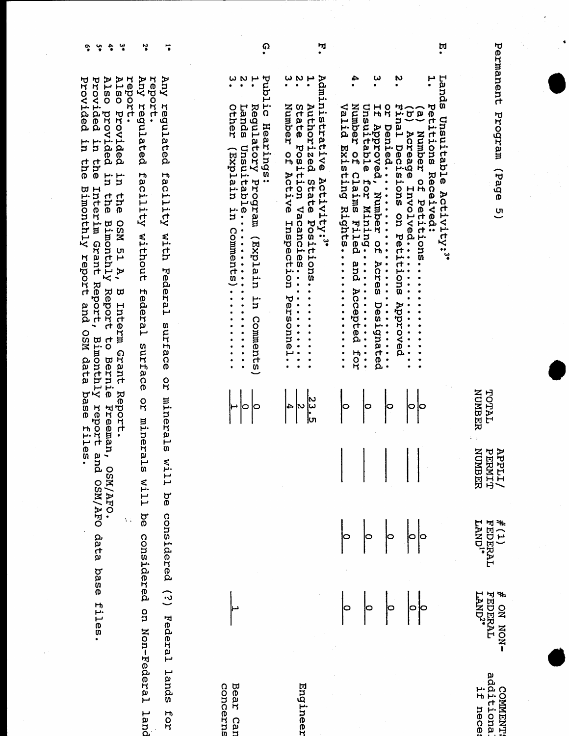Permanent Program (Page 5)

| | TOTAL NUMBER | APPL/ PERMIT NUMBER | # (1) FEDERAL LAND[1*] | # ON NON-FEDERAL LAND[2*] | COMMENTS additional if neces |
|---|---|---|---|---|---|
| **E. Lands Unsuitable Activity:[3*]** | | | | | |
| 1. Petitions Received: | | | | | |
| (a) Number of Petitions.............. | 0 | | 0 | 0 | |
| (b) Acreage Involved................. | 0 | | 0 | 0 | |
| 2. Final Decisions on Petitions Approved or Denied.......................... | 0 | | 0 | 0 | |
| 3. If Approved, Number of Acres Designated Unsuitable for Mining................... | 0 | | 0 | 0 | |
| 4. Number of Claims Filed and Accepted for Valid Existing Rights.................. | 0 | | 0 | 0 | |
| **F. Administrative Activity:[3*]** | | | | | |
| 1. Authorized State Positions............ | 23.5 | | | | |
| 2. State Position Vacancies.............. | 2 | | | | Engineer |
| 3. Number of Active Inspection Personnel.. | 4 | | | | |
| **G. Public Hearings:** | | | | | |
| 1. Regulatory Program (Explain in Comments) | 0 | | | | |
| 2. Lands Unsuitable...................... | 0 | | | | |
| 3. Other (Explain in Comments)........... | 1 | | | 1 | Bear Can concerns |

1* Any regulated facility with Federal surface or minerals will be considered (?) Federal lands for report.

2* Any regulated facility without federal surface or minerals will be considered on Non-Federal land report.

3* Also Provided in the OSM 51 A, B Interm Grant Report.

4* Also provided in the Bimonthly Report to Bernie Freeman, OSM/AFO.

5* Provided in the Interim Grant Report, Bimonthly report and OSM/AFO data base files.

6* Provided in the Bimonthly report and OSM data base files.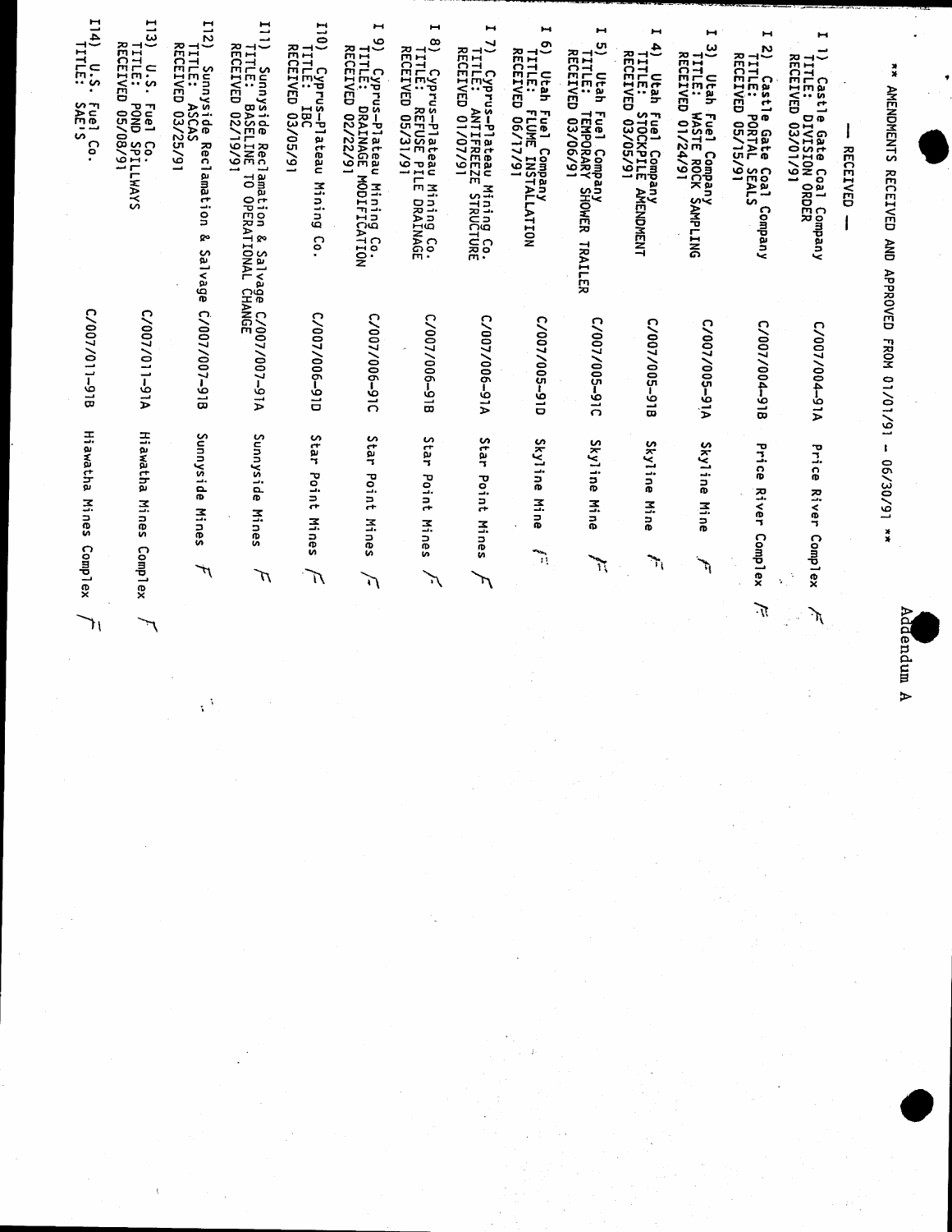Addendum A

** AMENDMENTS RECEIVED AND APPROVED FROM 01/01/91 - 06/30/91 **

— RECEIVED —

| | | | |
|---|---|---|---|
| I 1) Castle Gate Coal Company<br>TITLE: DIVISION ORDER<br>RECEIVED 03/01/91 | C/007/004-91A | Price River Complex | F |
| I 2) Castle Gate Coal Company<br>TITLE: PORTAL SEALS<br>RECEIVED 05/15/91 | C/007/004-91B | Price River Complex | F |
| I 3) Utah Fuel Company<br>TITLE: WASTE ROCK SAMPLING<br>RECEIVED 01/24/91 | C/007/005-91A | Skyline Mine | F |
| I 4) Utah Fuel Company<br>TITLE: STOCKPILE AMENDMENT<br>RECEIVED 03/05/91 | C/007/005-91B | Skyline Mine | F |
| I 5) Utah Fuel Company<br>TITLE: TEMPORARY SHOWER TRAILER<br>RECEIVED 03/06/91 | C/007/005-91C | Skyline Mine | F |
| I 6) Utah Fuel Company<br>TITLE: FLUME INSTALLATION<br>RECEIVED 06/17/91 | C/007/005-91D | Skyline Mine | F |
| I 7) Cyprus-Plateau Mining Co.<br>TITLE: ANTIFREEZE STRUCTURE<br>RECEIVED 01/07/91 | C/007/006-91A | Star Point Mines | F |
| I 8) Cyprus-Plateau Mining Co.<br>TITLE: REFUSE PILE DRAINAGE<br>RECEIVED 05/31/91 | C/007/006-91B | Star Point Mines | F |
| I 9) Cyprus-Plateau Mining Co.<br>TITLE: DRAINAGE MODIFICATION<br>RECEIVED 02/22/91 | C/007/006-91C | Star Point Mines | F |
| I10) Cyprus-Plateau Mining Co.<br>TITLE: IBC<br>RECEIVED 03/05/91 | C/007/006-91D | Star Point Mines | F |
| I11) Sunnyside Reclamation & Salvage<br>TITLE: BASELINE TO OPERATIONAL CHANGE<br>RECEIVED 02/19/91 | C/007/007-91A | Sunnyside Mines | F |
| I12) Sunnyside Reclamation & Salvage<br>TITLE: ASCAS<br>RECEIVED 03/25/91 | C/007/007-91B | Sunnyside Mines | F |
| I13) U.S. Fuel Co.<br>TITLE: POND SPILLWAYS<br>RECEIVED 05/08/91 | C/007/011-91A | Hiawatha Mines Complex | F |
| I14) U.S. Fuel Co.<br>TITLE: SAE'S | C/007/011-91B | Hiawatha Mines Complex | F |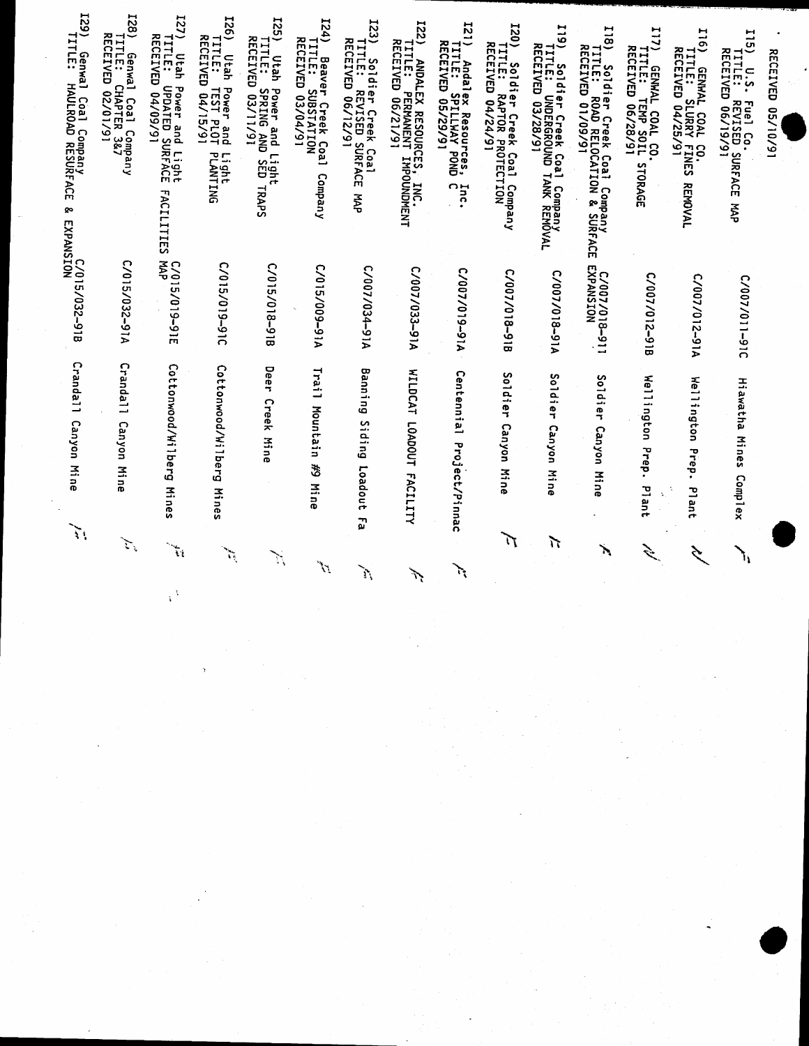RECEIVED 05/10/91

| | | | |
|---|---|---|---|
| I15) U.S. Fuel Co.<br>TITLE: REVISED SURFACE MAP<br>RECEIVED 06/19/91 | C/007/011-91C | Hiawatha Mines Complex | ✓ |
| I16) GENWAL COAL CO.<br>TITLE: SLURRY FINES REMOVAL<br>RECEIVED 04/25/91 | C/007/012-91A | Wellington Prep. Plant | ✓ |
| I17) GENWAL COAL CO.<br>TITLE: TEMP SOIL STORAGE<br>RECEIVED 06/28/91 | C/007/012-91B | Wellington Prep. Plant | ✓ |
| I18) Soldier Creek Coal Company<br>TITLE: ROAD RELOCATION & SURFACE EXPANSION<br>RECEIVED 01/09/91 | C/007/018-91I | Soldier Canyon Mine | ✓ |
| I19) Soldier Creek Coal Company<br>TITLE: UNDERGROUND TANK REMOVAL<br>RECEIVED 03/28/91 | C/007/018-91A | Soldier Canyon Mine | ✓ |
| I20) Soldier Creek Coal Company<br>TITLE: RAPTOR PROTECTION<br>RECEIVED 04/24/91 | C/007/018-91B | Soldier Canyon Mine | ✓ |
| I21) Andalex Resources, Inc.<br>TITLE: SPILLWAY POND C<br>RECEIVED 05/29/91 | C/007/019-91A | Centennial Project/Pinnac | ✓ |
| I22) ANDALEX RESOURCES, INC.<br>TITLE: PERMANENT IMPOUNDMENT<br>RECEIVED 06/21/91 | C/007/033-91A | WILDCAT LOADOUT FACILITY | ✓ |
| I23) Soldier Creek Coal<br>TITLE: REVISED SURFACE MAP<br>RECEIVED 06/12/91 | C/007/034-91A | Banning Siding Loadout Fa | ✓ |
| I24) Beaver Creek Coal Company<br>TITLE: SUBSTATION<br>RECEIVED 03/04/91 | C/015/009-91A | Trail Mountain #9 Mine | ✓ |
| I25) Utah Power and Light<br>TITLE: SPRING AND SED TRAPS<br>RECEIVED 03/11/91 | C/015/018-91B | Deer Creek Mine | ✓ |
| I26) Utah Power and Light<br>TITLE: TEST PLOT PLANTING<br>RECEIVED 04/15/91 | C/015/019-91C | Cottonwood/Wilberg Mines | ✓ |
| I27) Utah Power and Light<br>TITLE: UPDATED SURFACE FACILITIES MAP<br>RECEIVED 04/09/91 | C/015/019-91E | Cottonwood/Wilberg Mines | ✓ |
| I28) Genwal Coal Company<br>TITLE: CHAPTER 3&7<br>RECEIVED 02/01/91 | C/015/032-91A | Crandall Canyon Mine | ✓ |
| I29) Genwal Coal Company<br>TITLE: HAULROAD RESURFACE & EXPANSION | C/015/032-91B | Crandall Canyon Mine | ✓ |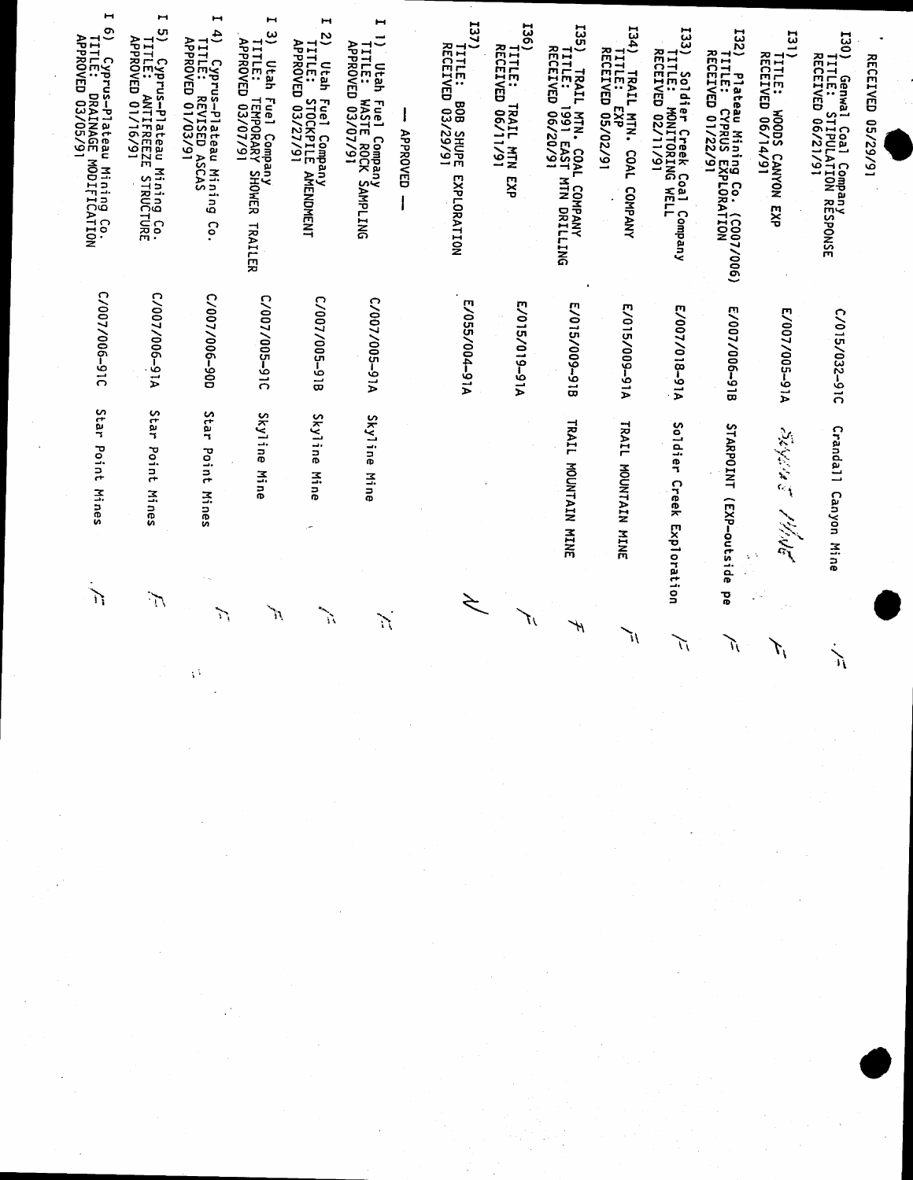RECEIVED 05/29/91

| Item | File No. | Mine | |
|---|---|---|---|
| I30) Genwal Coal Company TITLE: STIPULATION RESPONSE RECEIVED 06/21/91 | C/015/032-91C | Crandall Canyon Mine | ✓ |
| I31) TITLE: WOODS CANYON EXP RECEIVED 06/14/91 | E/007/005-91A | Skyline Mine | ✓ |
| I32) Plateau Mining Co. (C007/006) TITLE: CYPRUS EXPLORATION RECEIVED 01/22/91 | E/007/006-91B | STARPOINT (EXP-outside pe | ✓ |
| I33) Soldier Creek Coal Company TITLE: MONITORING WELL RECEIVED 02/11/91 | E/007/018-91A | Soldier Creek Exploration | ✓ |
| I34) TRAIL MTN. COAL COMPANY TITLE: EXP RECEIVED 05/02/91 | E/015/009-91A | TRAIL MOUNTAIN MINE | ✓ |
| I35) TRAIL MTN. COAL COMPANY TITLE: 1991 EAST MTN DRILLING RECEIVED 06/20/91 | E/015/009-91B | TRAIL MOUNTAIN MINE | ✓ |
| I36) TITLE: TRAIL MTN EXP RECEIVED 06/11/91 | E/015/019-91A | | ✓ |
| I37) TITLE: BOB SHUPE EXPLORATION RECEIVED 03/29/91 | E/055/004-91A | | ✓ |

— APPROVED —

| Item | File No. | Mine | |
|---|---|---|---|
| I 1) Utah Fuel Company TITLE: WASTE ROCK SAMPLING APPROVED 03/07/91 | C/007/005-91A | Skyline Mine | ✓ |
| I 2) Utah Fuel Company TITLE: STOCKPILE AMENDMENT APPROVED 03/27/91 | C/007/005-91B | Skyline Mine | ✓ |
| I 3) Utah Fuel Company TITLE: TEMPORARY SHOWER TRAILER APPROVED 03/07/91 | C/007/005-91C | Skyline Mine | ✓ |
| I 4) Cyprus-Plateau Mining Co. TITLE: REVISED ASCAS APPROVED 01/03/91 | C/007/006-90D | Star Point Mines | ✓ |
| I 5) Cyprus-Plateau Mining Co. TITLE: ANTIFREEZE STRUCTURE APPROVED 01/16/91 | C/007/006-91A | Star Point Mines | ✓ |
| I 6) Cyprus-Plateau Mining Co. TITLE: DRAINAGE MODIFICATION APPROVED 03/05/91 | C/007/006-91C | Star Point Mines | ✓ |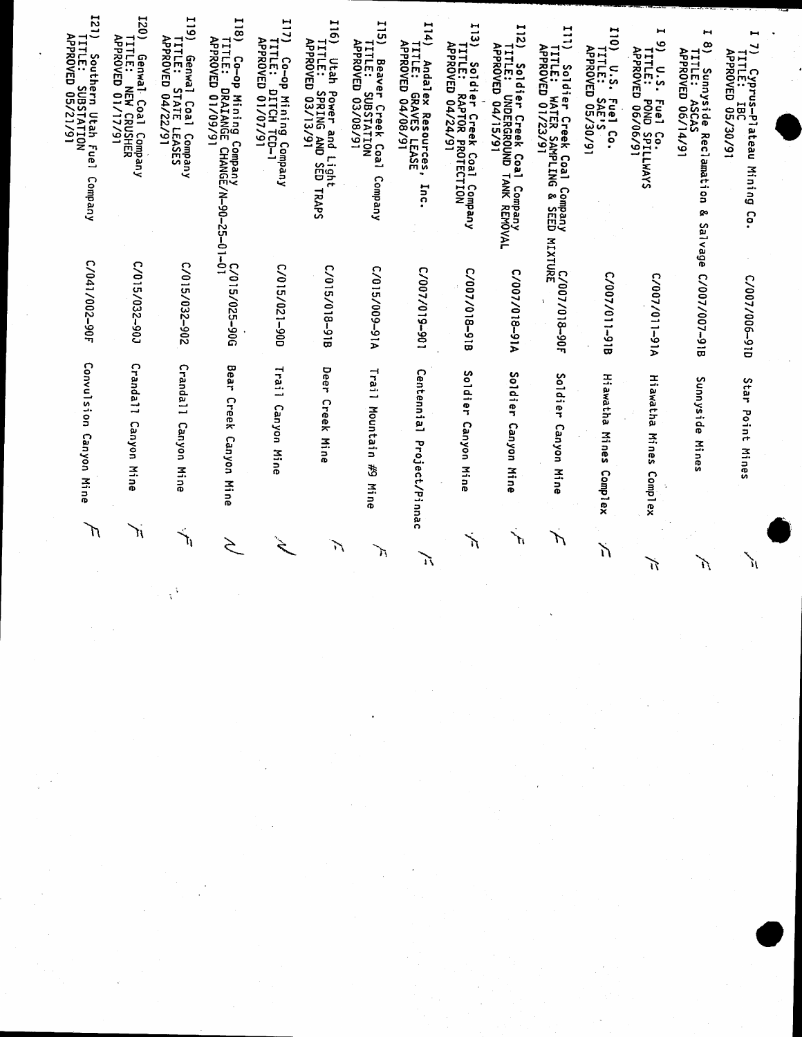| Item | Permit | Mine | |
|---|---|---|---|
| I 7) Cyprus-Plateau Mining Co.<br>TITLE: IBC<br>APPROVED 05/30/91 | C/007/006-91D | Star Point Mines | ✓ |
| I 8) Sunnyside Reclamation & Salvage<br>TITLE: ASCAS<br>APPROVED 06/14/91 | C/007/007-91B | Sunnyside Mines | ✓ |
| I 9) U.S. Fuel Co.<br>TITLE: POND SPILLWAYS<br>APPROVED 06/06/91 | C/007/011-91A | Hiawatha Mines Complex | ✓ |
| I10) U.S. Fuel Co.<br>TITLE: SAE'S<br>APPROVED 05/30/91 | C/007/011-91B | Hiawatha Mines Complex | ✓ |
| I11) Soldier Creek Coal Company<br>TITLE: WATER SAMPLING & SEED MIXTURE<br>APPROVED 01/23/91 | C/007/018-90F | Soldier Canyon Mine | ✓ |
| I12) Soldier Creek Coal Company<br>TITLE: UNDERGROUND TANK REMOVAL<br>APPROVED 04/15/91 | C/007/018-91A | Soldier Canyon Mine | ✓ |
| I13) Soldier Creek Coal Company<br>TITLE: RAPTOR PROTECTION<br>APPROVED 04/24/91 | C/007/018-91B | Soldier Canyon Mine | ✓ |
| I14) Andalex Resources, Inc.<br>TITLE: GRAVES LEASE<br>APPROVED 04/08/91 | C/007/019-90C | Centennial Project/Pinnac | ✓ |
| I15) Beaver Creek Coal Company<br>TITLE: SUBSTATION<br>APPROVED 03/08/91 | C/015/009-91A | Trail Mountain #9 Mine | ✓ |
| I16) Utah Power and Light<br>TITLE: SPRING AND SED TRAPS<br>APPROVED 03/13/91 | C/015/018-91B | Deer Creek Mine | ✓ |
| I17) Co-op Mining Company<br>TITLE: DITCH TCD-1<br>APPROVED 01/07/91 | C/015/021-90D | Trail Canyon Mine | ✓ |
| I18) Co-op Mining Company<br>TITLE: DRAIANGE CHANGE/N-90-25-01-01<br>APPROVED 01/09/91 | C/015/025-90G | Bear Creek Canyon Mine | ✓ |
| I19) Genwal Coal Company<br>TITLE: STATE LEASES<br>APPROVED 04/22/91 | C/015/032-90Z | Crandall Canyon Mine | ✓ |
| I20) Genwal Coal Company<br>TITLE: NEW CRUSHER<br>APPROVED 01/17/91 | C/015/032-90J | Crandall Canyon Mine | ✓ |
| I21) Southern Utah Fuel Company<br>TITLE: SUBSTATION<br>APPROVED 05/21/91 | C/041/002-90F | Convulsion Canyon Mine | ✓ |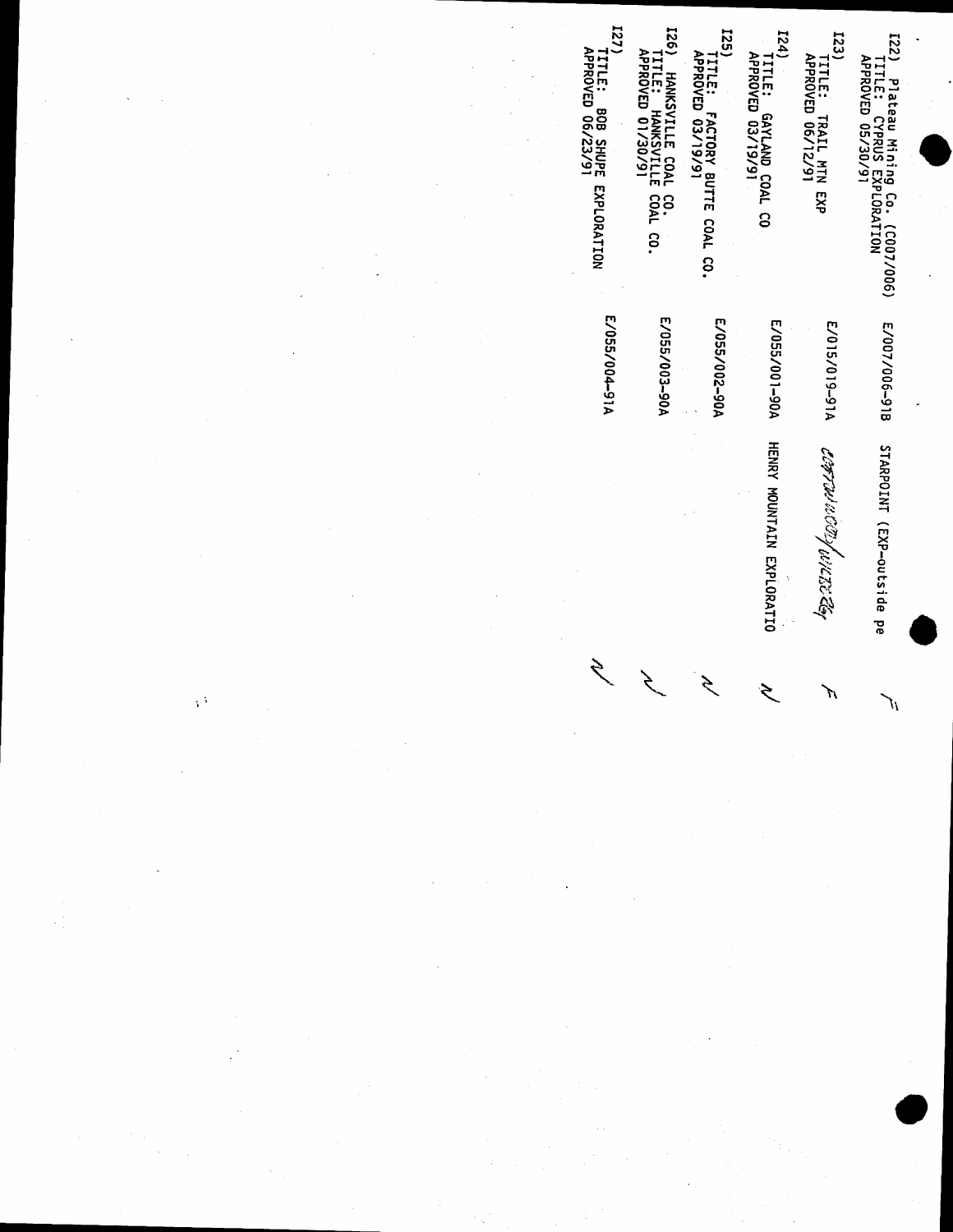| | | | |
|---|---|---|---|
| I22) Plateau Mining Co. (C007/006)<br>TITLE: CYPRUS EXPLORATION<br>APPROVED 05/30/91 | E/007/006-91B | STARPOINT (EXP-outside pe | ✓ |
| I23)<br>TITLE: TRAIL MTN EXP<br>APPROVED 06/12/91 | E/015/019-91A | Cottonwood/Wilberg | F |
| I24)<br>TITLE: GAYLAND COAL CO<br>APPROVED 03/19/91 | E/055/001-90A | HENRY MOUNTAIN EXPLORATIO | ✓ |
| I25)<br>TITLE: FACTORY BUTTE COAL CO.<br>APPROVED 03/19/91 | E/055/002-90A | | ✓ |
| I26) HANKSVILLE COAL CO.<br>TITLE: HANKSVILLE COAL CO.<br>APPROVED 01/30/91 | E/055/003-90A | | ✓ |
| I27)<br>TITLE: BOB SHUPE EXPLORATION<br>APPROVED 06/23/91 | E/055/004-91A | | ✓ |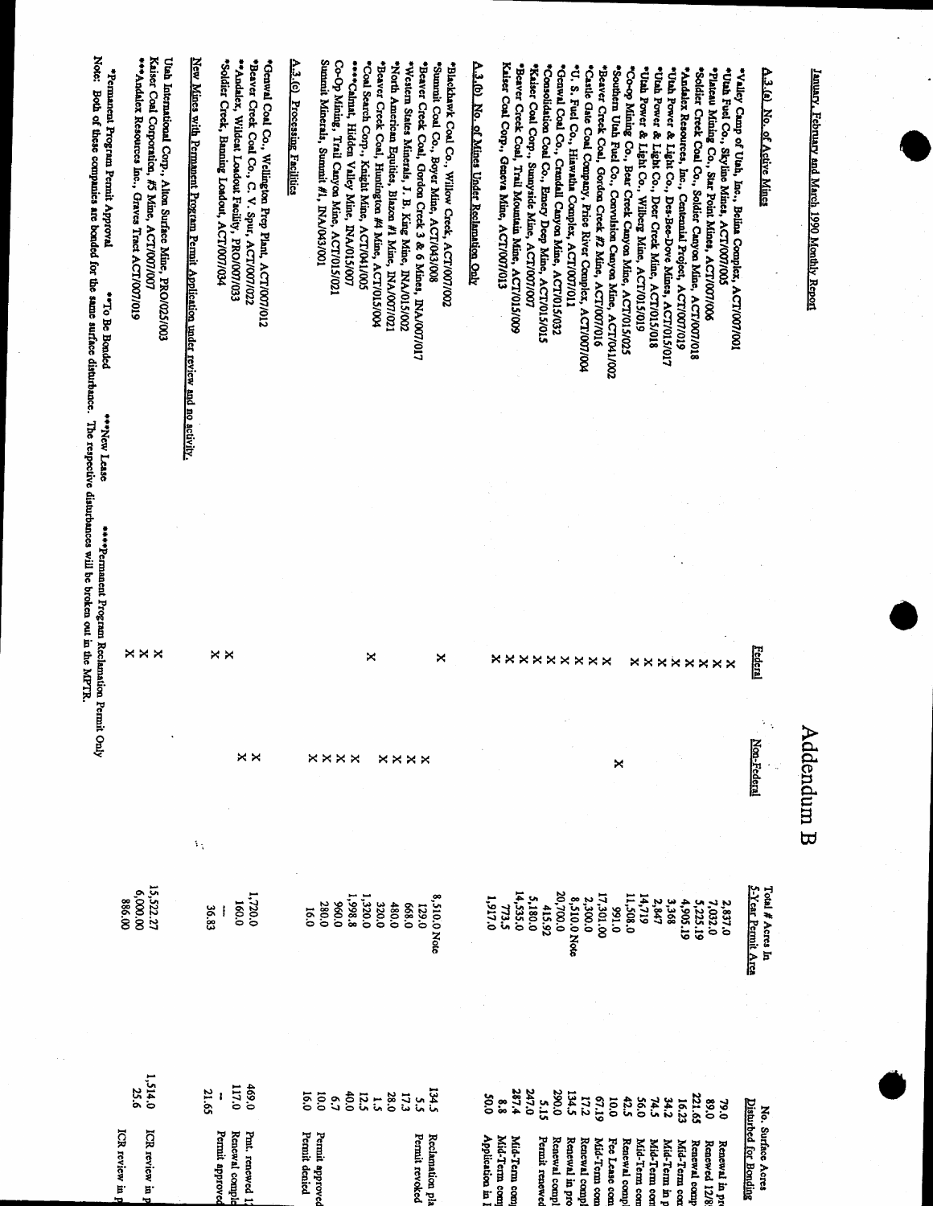# Addendum B

January, February and March 1990 Monthly Report

| | Federal | Non-Federal | Total # Acres In 5-Year Permit Area | No. Surface Acres Disturbed for Bonding | |
|---|---|---|---|---|---|
| **A.3.(a) No. of Active Mines** | | | | | |
| *Valley Camp of Utah, Inc., Belina Complex, ACT/007/001 | X | | 2,837.0 | 79.0 | Renewal in pr |
| *Utah Fuel Co., Skyline Mines, ACT/007/005 | X | | 7,032.0 | 89.0 | Renewed 12/8 |
| *Plateau Mining Co., Star Point Mines, ACT/007/006 | X | | 5,225.19 | 221.65 | Renewal comp |
| *Soldier Creek Coal Co., Soldier Canyon Mine, ACT/007/018 | X | | 4,905.19 | 16.23 | Mid-Term co |
| *Andalex Resources, Inc., Centennial Project, ACT/007/019 | X | | 3,368 | 34.2 | Mid-Term in p |
| *Utah Power & Light Co., Des-Bee-Dove Mines, ACT/015/017 | X | | 2,847 | 74.5 | Mid-Term co |
| *Utah Power & Light Co., Deer Creek Mine, ACT/015/018 | X | | 14,719 | 56.0 | Mid-Term co |
| *Utah Power & Light Co., Wilberg Mine, ACT/015/019 | X | | 11,508.0 | 42.5 | Renewal comp |
| *Co-Op Mining Co., Bear Creek Canyon Mine, ACT/015/025 | | X | 991.0 | 10.0 | Fee Lease co |
| *Southern Utah Fuel Co., Convulsion Canyon Mine, ACT/041/002 | X | | 17,301.00 | 67.19 | Mid-Term co |
| *Beaver Creek Coal, Gordon Creek #2 Mine, ACT/007/016 | X | | 2,300.0 | 17.2 | Renewal comp |
| *Castle Gate Coal Company, Price River Complex, ACT/007/004 | X | | 8,510.0 Note | 134.5 | Renewal in pr |
| *U. S. Fuel Co., Hiawatha Complex, ACT/007/011 | X | | 20,700.0 | 290.0 | Renewal comp |
| *Genwal Coal Co., Crandall Canyon Mine, ACT/015/032 | X | | 415.92 | 5.15 | Permit renewe |
| *Consolidation Coal Co., Emery Deep Mine, ACT/015/015 | X | | 5,180.0 | 247.0 | |
| *Kaiser Coal Corp., Sunnyside Mine, ACT/007/007 | X | | 14,535.0 | 287.4 | Mid-Term com |
| *Beaver Creek Coal, Trail Mountain Mine, ACT/015/009 | X | | 773.5 | 8.8 | Mid-Term com |
| Kaiser Coal Corp., Geneva Mine, ACT/007/013 | X | | 1,917.0 | 50.0 | Application in |
| **A.3.(b) No. of Mines Under Reclamation Only** | | | | | |
| *Blackhawk Coal Co., Willow Creek, ACT/007/002 | X | | 8,510.0 Note | 134.5 | Reclamation pl |
| *Summit Coal Co., Boyer Mine, ACT/043/008 | | X | 129.0 | 5.5 | Permit revoked |
| *Beaver Creek Coal, Gordon Creek 3 & 6 Mines, INA/007/017 | | X | 668.0 | 17.3 | |
| *Western States Minerals, J. B. King Mine, INA/015/002 | | X | 480.0 | 28.0 | |
| *North American Equities, Blazon #1 Mine, INA/007/021 | | X | 320.0 | 1.5 | |
| *Beaver Creek Coal, Huntington #4 Mine, ACT/015/004 | | X | 1,320.0 | 12.5 | |
| *Coal Search Corp., Knight Mine, ACT/041/005 | X | | 1,998.8 | 40.0 | |
| ****Calmat, Hidden Valley Mine, INA/015/007 | | X | 960.0 | 6.7 | |
| Co-Op Mining, Trail Canyon Mine, ACT/015/021 | | X | 280.0 | 10.0 | Permit approved |
| Summit Minerals, Summit #1, INA/043/001 | | X | 16.0 | 16.0 | Permit denied |
| **A.3.(c) Processing Facilities** | | | | | |
| *Genwal Coal Co., Wellington Prep Plant, ACT/007/012 | | | 1,720.0 | 469.0 | Pmt. renewed 1 |
| *Beaver Creek Coal Co., C. V. Spur, ACT/007/022 | | X | 160.0 | 117.0 | Renewal comple |
| **Andalex, Wildcat Loadout Facility, PRO/007/033 | X | | – | – | Permit approved |
| *Soldier Creek, Banning Loadout, ACT/007/034 | X | | 36.83 | 21.65 | |
| **New Mines with Permanent Program Permit Application under review and no activity.** | | | | | |
| Utah International Corp., Alton Surface Mine, PRO/025/003 | X | | 15,522.27 | | |
| Kaiser Coal Corporation, #5 Mine, ACT/007/007 | X | | 6,000.00 | 1,514.0 | ICR review in p |
| ***Andalex Resources Inc., Graves Tract ACT/007/019 | X | | 886.00 | 25.6 | ICR review in p |

*Permanent Program Permit Approval  **To Be Bonded  ***New Lease  ****Permanent Program Reclamation Permit Only

Note: Both of these companies are bonded for the same surface disturbance. The respective disturbances will be broken out in the MPTR.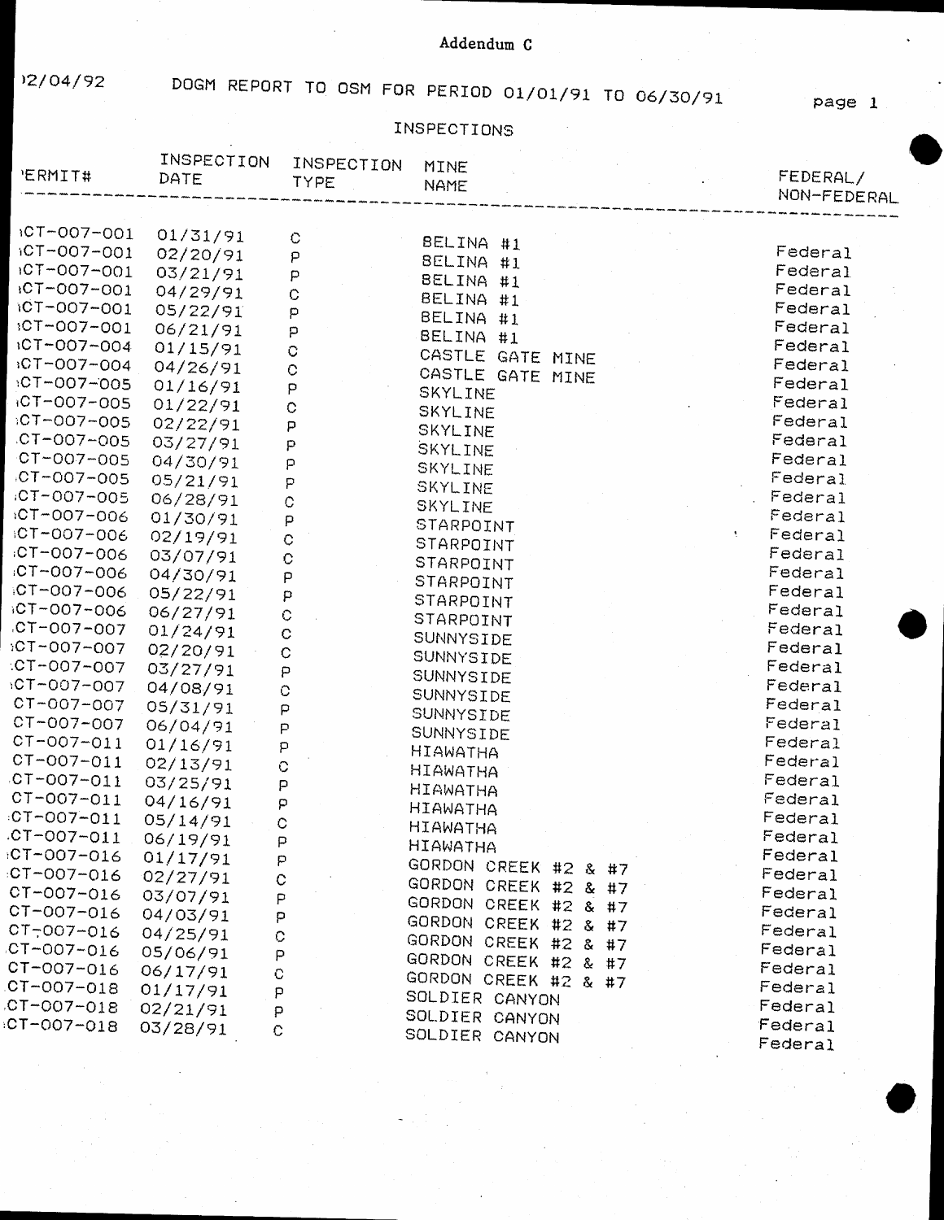Addendum C

02/04/92 DOGM REPORT TO OSM FOR PERIOD 01/01/91 TO 06/30/91

INSPECTIONS

| PERMIT# | INSPECTION DATE | INSPECTION TYPE | MINE NAME | FEDERAL/ NON-FEDERAL |
|---|---|---|---|---|
| ACT-007-001 | 01/31/91 | C | BELINA #1 | Federal |
| ACT-007-001 | 02/20/91 | P | BELINA #1 | Federal |
| ACT-007-001 | 03/21/91 | P | BELINA #1 | Federal |
| ACT-007-001 | 04/29/91 | C | BELINA #1 | Federal |
| ACT-007-001 | 05/22/91 | P | BELINA #1 | Federal |
| ACT-007-001 | 06/21/91 | P | BELINA #1 | Federal |
| ACT-007-004 | 01/15/91 | C | CASTLE GATE MINE | Federal |
| ACT-007-004 | 04/26/91 | C | CASTLE GATE MINE | Federal |
| ACT-007-005 | 01/16/91 | P | SKYLINE | Federal |
| ACT-007-005 | 01/22/91 | C | SKYLINE | Federal |
| ACT-007-005 | 02/22/91 | P | SKYLINE | Federal |
| ACT-007-005 | 03/27/91 | P | SKYLINE | Federal |
| ACT-007-005 | 04/30/91 | P | SKYLINE | Federal |
| ACT-007-005 | 05/21/91 | P | SKYLINE | Federal |
| ACT-007-005 | 06/28/91 | C | SKYLINE | Federal |
| ACT-007-006 | 01/30/91 | P | STARPOINT | Federal |
| ACT-007-006 | 02/19/91 | C | STARPOINT | Federal |
| ACT-007-006 | 03/07/91 | C | STARPOINT | Federal |
| ACT-007-006 | 04/30/91 | P | STARPOINT | Federal |
| ACT-007-006 | 05/22/91 | P | STARPOINT | Federal |
| ACT-007-006 | 06/27/91 | C | STARPOINT | Federal |
| ACT-007-007 | 01/24/91 | C | SUNNYSIDE | Federal |
| ACT-007-007 | 02/20/91 | C | SUNNYSIDE | Federal |
| ACT-007-007 | 03/27/91 | P | SUNNYSIDE | Federal |
| ACT-007-007 | 04/08/91 | C | SUNNYSIDE | Federal |
| ACT-007-007 | 05/31/91 | P | SUNNYSIDE | Federal |
| ACT-007-007 | 06/04/91 | P | SUNNYSIDE | Federal |
| ACT-007-011 | 01/16/91 | P | HIAWATHA | Federal |
| ACT-007-011 | 02/13/91 | C | HIAWATHA | Federal |
| ACT-007-011 | 03/25/91 | P | HIAWATHA | Federal |
| ACT-007-011 | 04/16/91 | P | HIAWATHA | Federal |
| ACT-007-011 | 05/14/91 | C | HIAWATHA | Federal |
| ACT-007-011 | 06/19/91 | P | HIAWATHA | Federal |
| ACT-007-016 | 01/17/91 | P | GORDON CREEK #2 & #7 | Federal |
| ACT-007-016 | 02/27/91 | C | GORDON CREEK #2 & #7 | Federal |
| ACT-007-016 | 03/07/91 | P | GORDON CREEK #2 & #7 | Federal |
| ACT-007-016 | 04/03/91 | P | GORDON CREEK #2 & #7 | Federal |
| ACT-007-016 | 04/25/91 | C | GORDON CREEK #2 & #7 | Federal |
| ACT-007-016 | 05/06/91 | P | GORDON CREEK #2 & #7 | Federal |
| ACT-007-016 | 06/17/91 | C | GORDON CREEK #2 & #7 | Federal |
| ACT-007-018 | 01/17/91 | P | SOLDIER CANYON | Federal |
| ACT-007-018 | 02/21/91 | P | SOLDIER CANYON | Federal |
| ACT-007-018 | 03/28/91 | C | SOLDIER CANYON | Federal |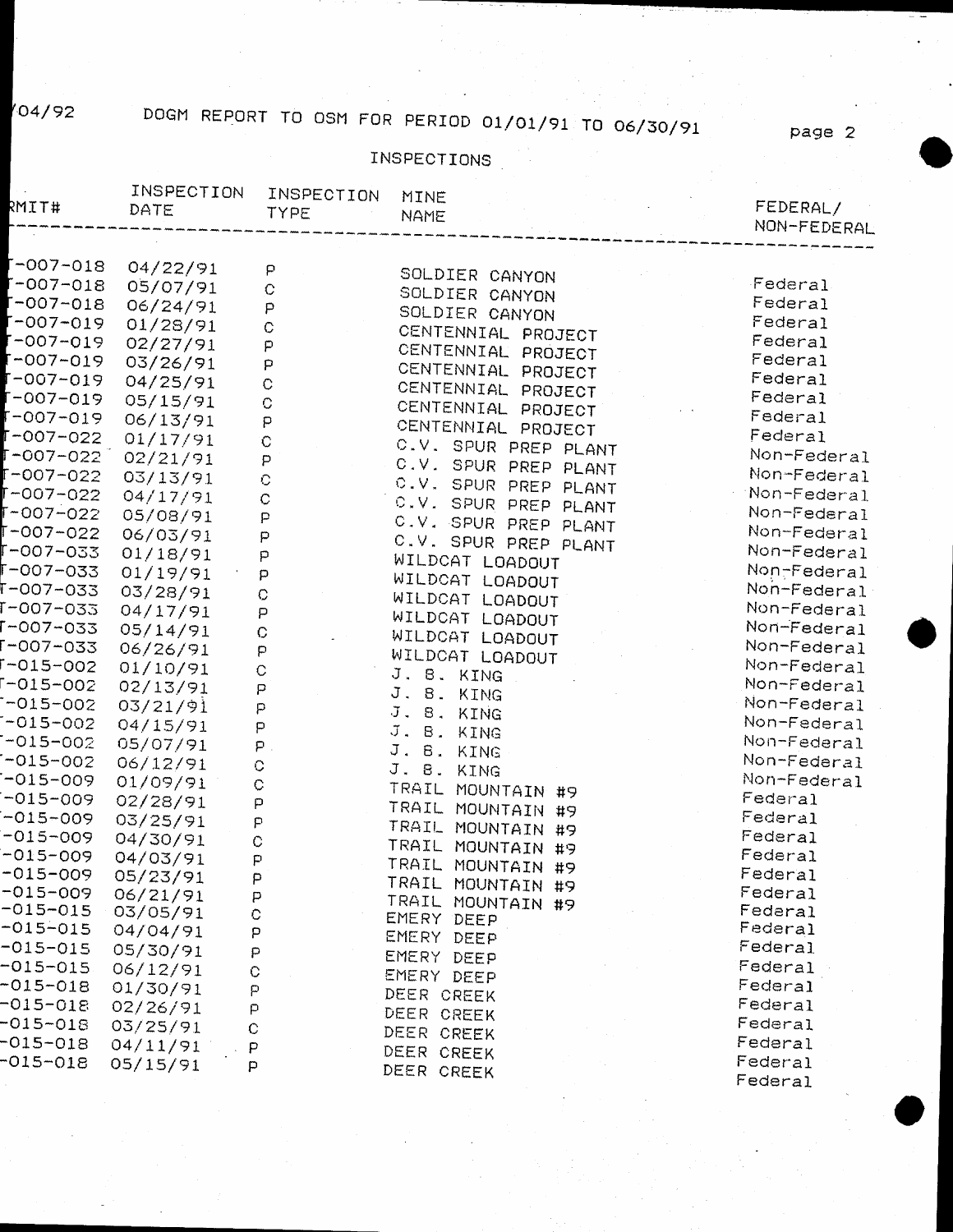/04/92 DOGM REPORT TO OSM FOR PERIOD 01/01/91 TO 06/30/91

INSPECTIONS

| RMIT# | INSPECTION DATE | INSPECTION TYPE | MINE NAME | FEDERAL/ NON-FEDERAL |
|---|---|---|---|---|
| T-007-018 | 04/22/91 | P | SOLDIER CANYON | Federal |
| T-007-018 | 05/07/91 | C | SOLDIER CANYON | Federal |
| T-007-018 | 06/24/91 | P | SOLDIER CANYON | Federal |
| T-007-019 | 01/28/91 | C | CENTENNIAL PROJECT | Federal |
| T-007-019 | 02/27/91 | P | CENTENNIAL PROJECT | Federal |
| T-007-019 | 03/26/91 | P | CENTENNIAL PROJECT | Federal |
| T-007-019 | 04/25/91 | C | CENTENNIAL PROJECT | Federal |
| T-007-019 | 05/15/91 | C | CENTENNIAL PROJECT | Federal |
| T-007-019 | 06/13/91 | P | CENTENNIAL PROJECT | Federal |
| T-007-022 | 01/17/91 | C | C.V. SPUR PREP PLANT | Non-Federal |
| T-007-022 | 02/21/91 | P | C.V. SPUR PREP PLANT | Non-Federal |
| T-007-022 | 03/13/91 | C | C.V. SPUR PREP PLANT | Non-Federal |
| T-007-022 | 04/17/91 | C | C.V. SPUR PREP PLANT | Non-Federal |
| T-007-022 | 05/08/91 | P | C.V. SPUR PREP PLANT | Non-Federal |
| T-007-022 | 06/03/91 | P | C.V. SPUR PREP PLANT | Non-Federal |
| T-007-033 | 01/18/91 | P | WILDCAT LOADOUT | Non-Federal |
| T-007-033 | 01/19/91 | P | WILDCAT LOADOUT | Non-Federal |
| T-007-033 | 03/28/91 | C | WILDCAT LOADOUT | Non-Federal |
| T-007-033 | 04/17/91 | P | WILDCAT LOADOUT | Non-Federal |
| T-007-033 | 05/14/91 | C | WILDCAT LOADOUT | Non-Federal |
| T-007-033 | 06/26/91 | P | WILDCAT LOADOUT | Non-Federal |
| T-015-002 | 01/10/91 | C | J. B. KING | Non-Federal |
| -015-002 | 02/13/91 | P | J. B. KING | Non-Federal |
| -015-002 | 03/21/91 | P | J. B. KING | Non-Federal |
| -015-002 | 04/15/91 | P | J. B. KING | Non-Federal |
| -015-002 | 05/07/91 | P | J. B. KING | Non-Federal |
| -015-002 | 06/12/91 | C | J. B. KING | Non-Federal |
| -015-009 | 01/09/91 | C | TRAIL MOUNTAIN #9 | Federal |
| -015-009 | 02/28/91 | P | TRAIL MOUNTAIN #9 | Federal |
| -015-009 | 03/25/91 | P | TRAIL MOUNTAIN #9 | Federal |
| -015-009 | 04/30/91 | C | TRAIL MOUNTAIN #9 | Federal |
| -015-009 | 04/03/91 | P | TRAIL MOUNTAIN #9 | Federal |
| -015-009 | 05/23/91 | P | TRAIL MOUNTAIN #9 | Federal |
| -015-009 | 06/21/91 | P | TRAIL MOUNTAIN #9 | Federal |
| -015-015 | 03/05/91 | C | EMERY DEEP | Federal |
| -015-015 | 04/04/91 | P | EMERY DEEP | Federal |
| -015-015 | 05/30/91 | P | EMERY DEEP | Federal |
| -015-015 | 06/12/91 | C | EMERY DEEP | Federal |
| -015-018 | 01/30/91 | P | DEER CREEK | Federal |
| -015-018 | 02/26/91 | P | DEER CREEK | Federal |
| -015-018 | 03/25/91 | C | DEER CREEK | Federal |
| -015-018 | 04/11/91 | P | DEER CREEK | Federal |
| -015-018 | 05/15/91 | P | DEER CREEK | Federal |